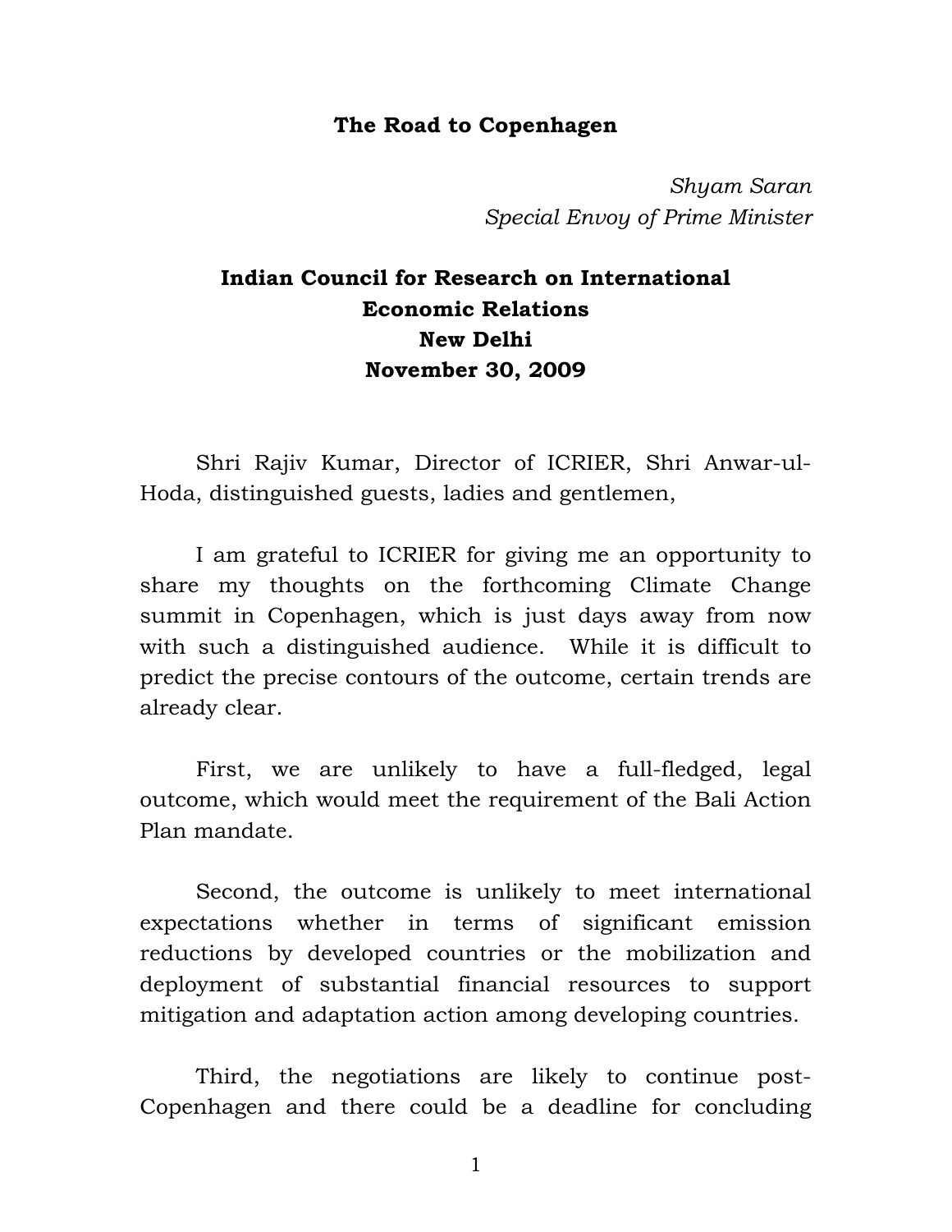# The Road to Copenhagen

*Shyam Saran*
*Special Envoy of Prime Minister*

**Indian Council for Research on International Economic Relations**
**New Delhi**
**November 30, 2009**

Shri Rajiv Kumar, Director of ICRIER, Shri Anwar-ul-Hoda, distinguished guests, ladies and gentlemen,

I am grateful to ICRIER for giving me an opportunity to share my thoughts on the forthcoming Climate Change summit in Copenhagen, which is just days away from now with such a distinguished audience. While it is difficult to predict the precise contours of the outcome, certain trends are already clear.

First, we are unlikely to have a full-fledged, legal outcome, which would meet the requirement of the Bali Action Plan mandate.

Second, the outcome is unlikely to meet international expectations whether in terms of significant emission reductions by developed countries or the mobilization and deployment of substantial financial resources to support mitigation and adaptation action among developing countries.

Third, the negotiations are likely to continue post-Copenhagen and there could be a deadline for concluding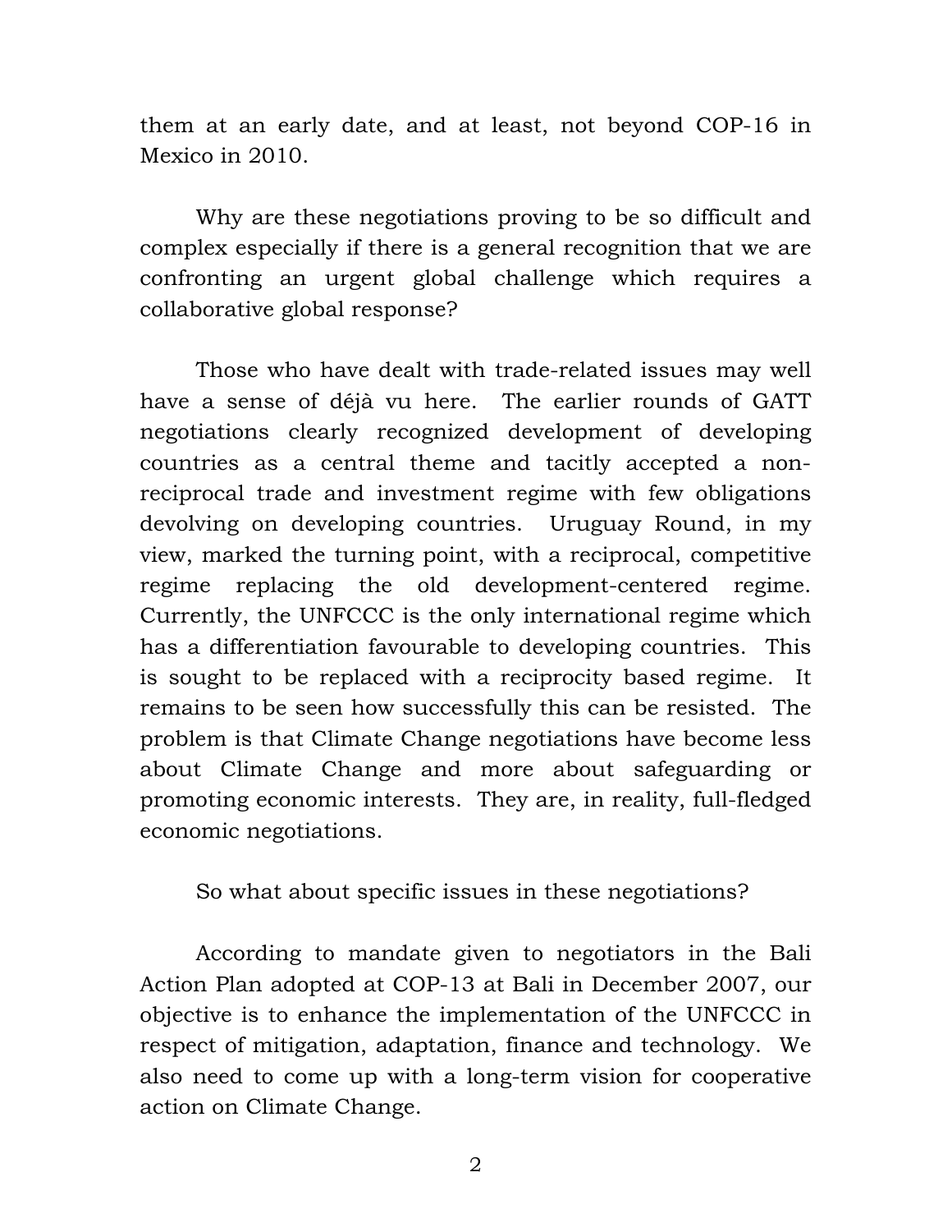them at an early date, and at least, not beyond COP-16 in Mexico in 2010.

Why are these negotiations proving to be so difficult and complex especially if there is a general recognition that we are confronting an urgent global challenge which requires a collaborative global response?

Those who have dealt with trade-related issues may well have a sense of déjà vu here. The earlier rounds of GATT negotiations clearly recognized development of developing countries as a central theme and tacitly accepted a non-reciprocal trade and investment regime with few obligations devolving on developing countries. Uruguay Round, in my view, marked the turning point, with a reciprocal, competitive regime replacing the old development-centered regime. Currently, the UNFCCC is the only international regime which has a differentiation favourable to developing countries. This is sought to be replaced with a reciprocity based regime. It remains to be seen how successfully this can be resisted. The problem is that Climate Change negotiations have become less about Climate Change and more about safeguarding or promoting economic interests. They are, in reality, full-fledged economic negotiations.

So what about specific issues in these negotiations?

According to mandate given to negotiators in the Bali Action Plan adopted at COP-13 at Bali in December 2007, our objective is to enhance the implementation of the UNFCCC in respect of mitigation, adaptation, finance and technology. We also need to come up with a long-term vision for cooperative action on Climate Change.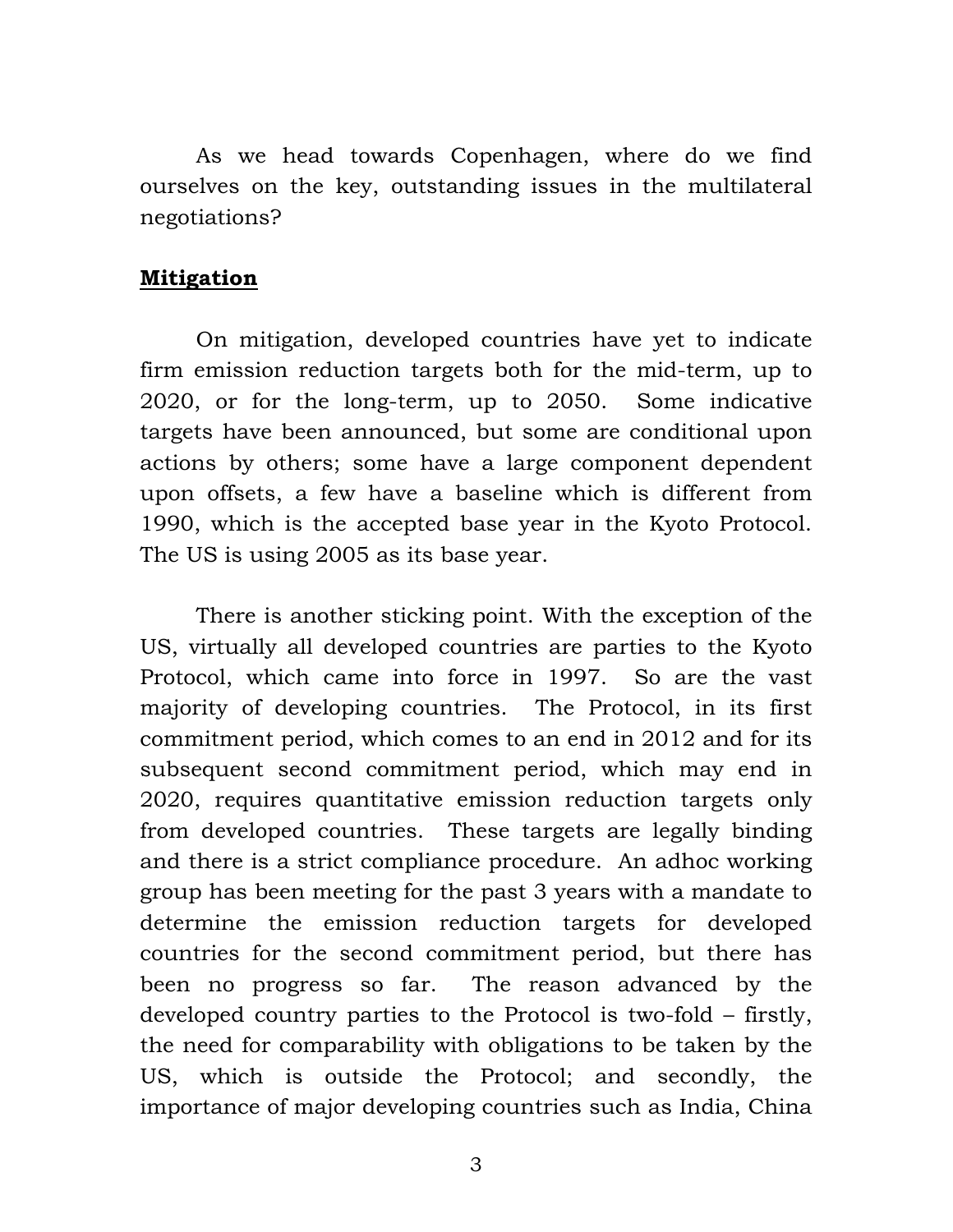As we head towards Copenhagen, where do we find ourselves on the key, outstanding issues in the multilateral negotiations?

**Mitigation**

On mitigation, developed countries have yet to indicate firm emission reduction targets both for the mid-term, up to 2020, or for the long-term, up to 2050. Some indicative targets have been announced, but some are conditional upon actions by others; some have a large component dependent upon offsets, a few have a baseline which is different from 1990, which is the accepted base year in the Kyoto Protocol. The US is using 2005 as its base year.

There is another sticking point. With the exception of the US, virtually all developed countries are parties to the Kyoto Protocol, which came into force in 1997. So are the vast majority of developing countries. The Protocol, in its first commitment period, which comes to an end in 2012 and for its subsequent second commitment period, which may end in 2020, requires quantitative emission reduction targets only from developed countries. These targets are legally binding and there is a strict compliance procedure. An adhoc working group has been meeting for the past 3 years with a mandate to determine the emission reduction targets for developed countries for the second commitment period, but there has been no progress so far. The reason advanced by the developed country parties to the Protocol is two-fold – firstly, the need for comparability with obligations to be taken by the US, which is outside the Protocol; and secondly, the importance of major developing countries such as India, China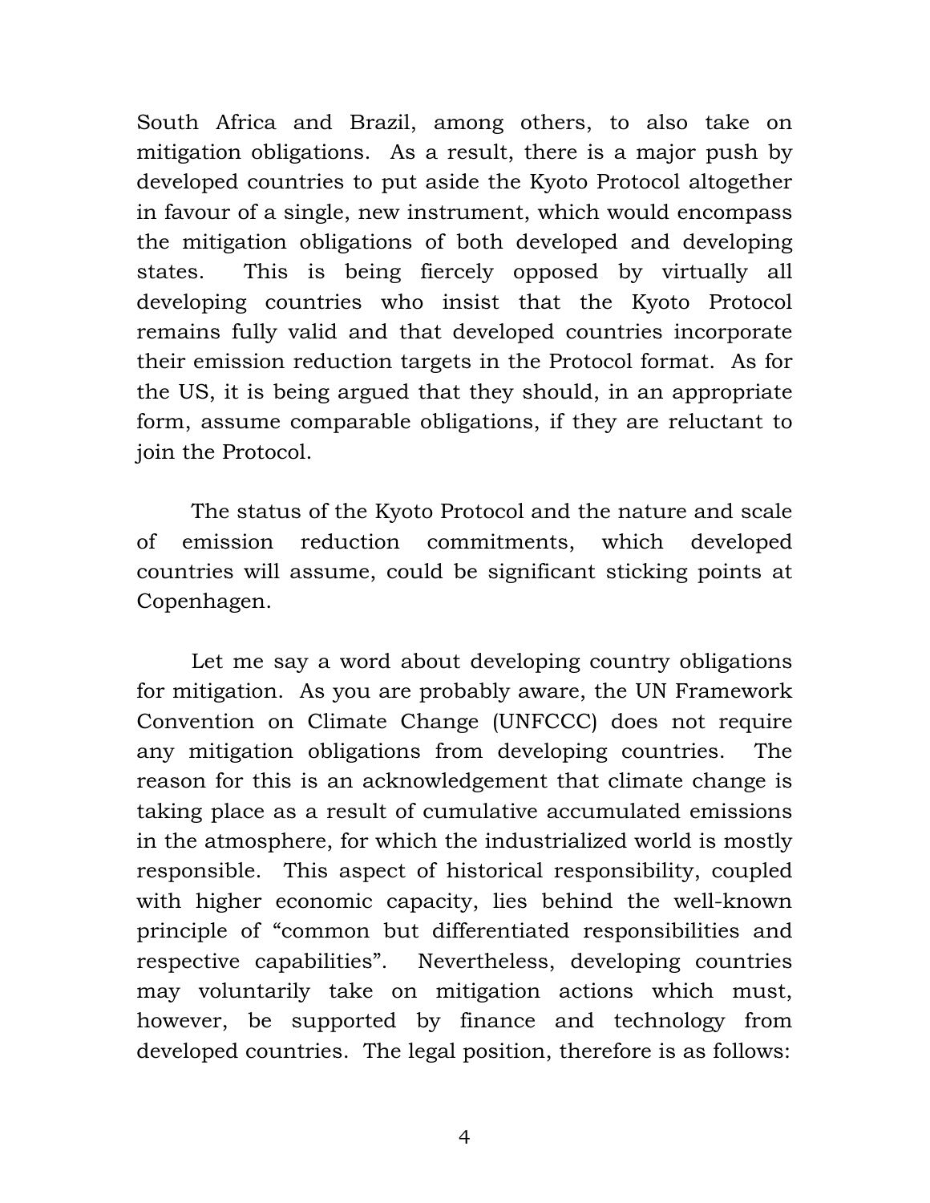South Africa and Brazil, among others, to also take on mitigation obligations. As a result, there is a major push by developed countries to put aside the Kyoto Protocol altogether in favour of a single, new instrument, which would encompass the mitigation obligations of both developed and developing states. This is being fiercely opposed by virtually all developing countries who insist that the Kyoto Protocol remains fully valid and that developed countries incorporate their emission reduction targets in the Protocol format. As for the US, it is being argued that they should, in an appropriate form, assume comparable obligations, if they are reluctant to join the Protocol.

The status of the Kyoto Protocol and the nature and scale of emission reduction commitments, which developed countries will assume, could be significant sticking points at Copenhagen.

Let me say a word about developing country obligations for mitigation. As you are probably aware, the UN Framework Convention on Climate Change (UNFCCC) does not require any mitigation obligations from developing countries. The reason for this is an acknowledgement that climate change is taking place as a result of cumulative accumulated emissions in the atmosphere, for which the industrialized world is mostly responsible. This aspect of historical responsibility, coupled with higher economic capacity, lies behind the well-known principle of "common but differentiated responsibilities and respective capabilities". Nevertheless, developing countries may voluntarily take on mitigation actions which must, however, be supported by finance and technology from developed countries. The legal position, therefore is as follows: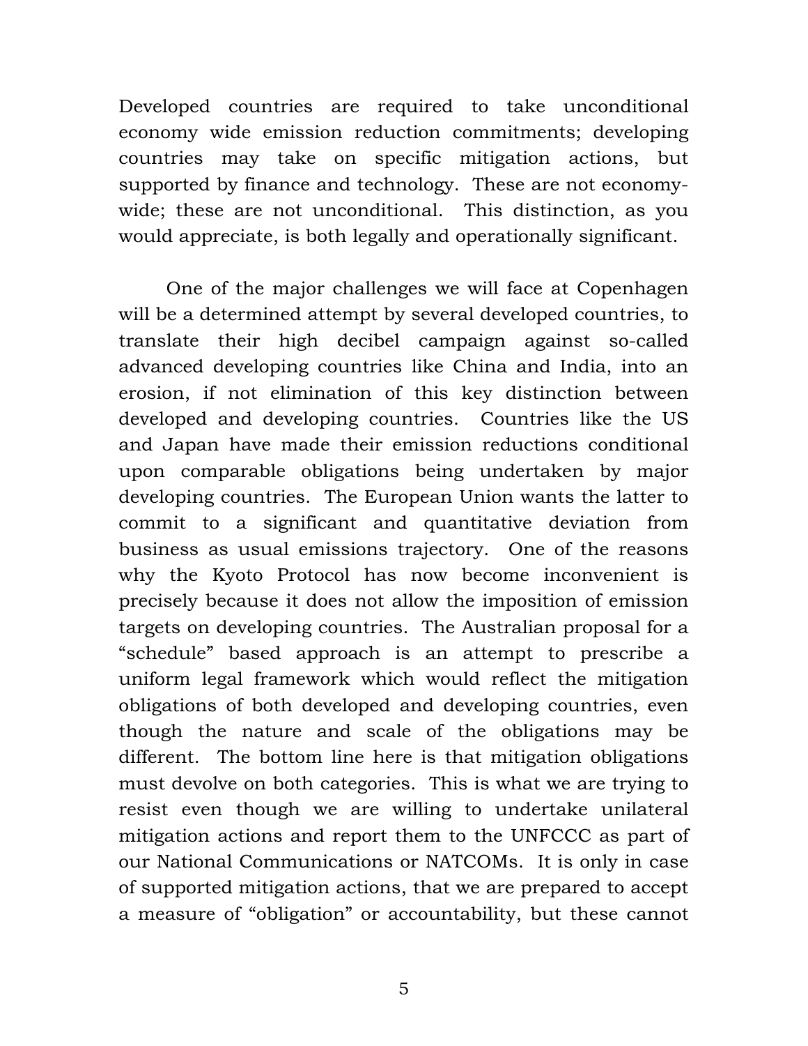Developed countries are required to take unconditional economy wide emission reduction commitments; developing countries may take on specific mitigation actions, but supported by finance and technology. These are not economy-wide; these are not unconditional. This distinction, as you would appreciate, is both legally and operationally significant.

One of the major challenges we will face at Copenhagen will be a determined attempt by several developed countries, to translate their high decibel campaign against so-called advanced developing countries like China and India, into an erosion, if not elimination of this key distinction between developed and developing countries. Countries like the US and Japan have made their emission reductions conditional upon comparable obligations being undertaken by major developing countries. The European Union wants the latter to commit to a significant and quantitative deviation from business as usual emissions trajectory. One of the reasons why the Kyoto Protocol has now become inconvenient is precisely because it does not allow the imposition of emission targets on developing countries. The Australian proposal for a "schedule" based approach is an attempt to prescribe a uniform legal framework which would reflect the mitigation obligations of both developed and developing countries, even though the nature and scale of the obligations may be different. The bottom line here is that mitigation obligations must devolve on both categories. This is what we are trying to resist even though we are willing to undertake unilateral mitigation actions and report them to the UNFCCC as part of our National Communications or NATCOMs. It is only in case of supported mitigation actions, that we are prepared to accept a measure of "obligation" or accountability, but these cannot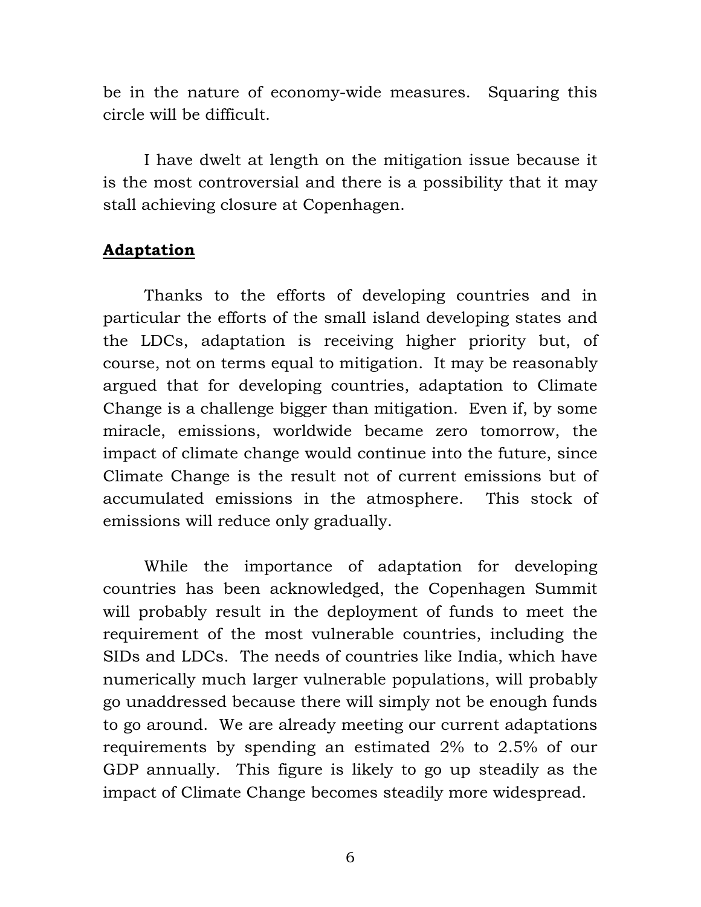be in the nature of economy-wide measures. Squaring this circle will be difficult.

I have dwelt at length on the mitigation issue because it is the most controversial and there is a possibility that it may stall achieving closure at Copenhagen.

## Adaptation

Thanks to the efforts of developing countries and in particular the efforts of the small island developing states and the LDCs, adaptation is receiving higher priority but, of course, not on terms equal to mitigation. It may be reasonably argued that for developing countries, adaptation to Climate Change is a challenge bigger than mitigation. Even if, by some miracle, emissions, worldwide became zero tomorrow, the impact of climate change would continue into the future, since Climate Change is the result not of current emissions but of accumulated emissions in the atmosphere. This stock of emissions will reduce only gradually.

While the importance of adaptation for developing countries has been acknowledged, the Copenhagen Summit will probably result in the deployment of funds to meet the requirement of the most vulnerable countries, including the SIDs and LDCs. The needs of countries like India, which have numerically much larger vulnerable populations, will probably go unaddressed because there will simply not be enough funds to go around. We are already meeting our current adaptations requirements by spending an estimated 2% to 2.5% of our GDP annually. This figure is likely to go up steadily as the impact of Climate Change becomes steadily more widespread.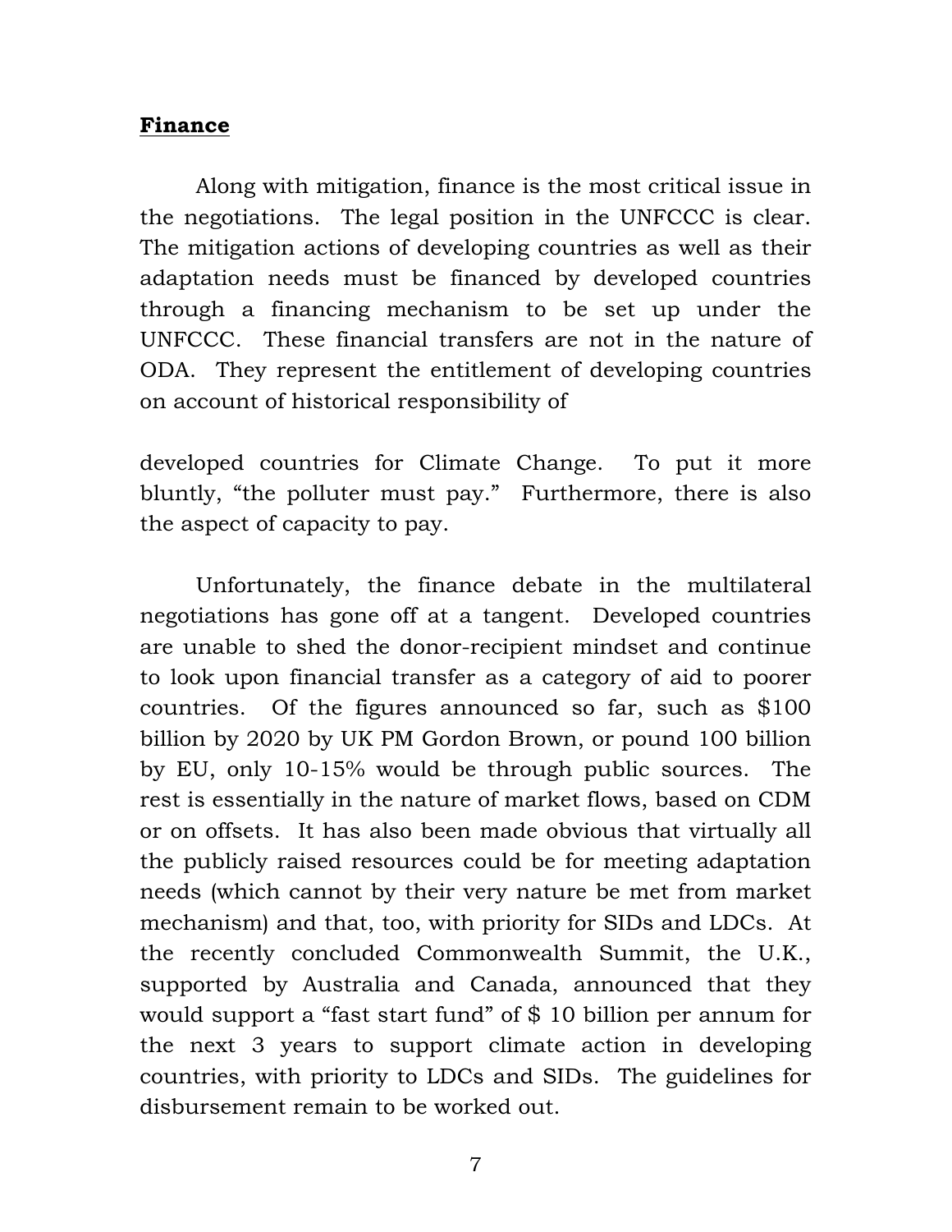## **Finance**

Along with mitigation, finance is the most critical issue in the negotiations. The legal position in the UNFCCC is clear. The mitigation actions of developing countries as well as their adaptation needs must be financed by developed countries through a financing mechanism to be set up under the UNFCCC. These financial transfers are not in the nature of ODA. They represent the entitlement of developing countries on account of historical responsibility of developed countries for Climate Change. To put it more bluntly, "the polluter must pay." Furthermore, there is also the aspect of capacity to pay.

Unfortunately, the finance debate in the multilateral negotiations has gone off at a tangent. Developed countries are unable to shed the donor-recipient mindset and continue to look upon financial transfer as a category of aid to poorer countries. Of the figures announced so far, such as $100 billion by 2020 by UK PM Gordon Brown, or pound 100 billion by EU, only 10-15% would be through public sources. The rest is essentially in the nature of market flows, based on CDM or on offsets. It has also been made obvious that virtually all the publicly raised resources could be for meeting adaptation needs (which cannot by their very nature be met from market mechanism) and that, too, with priority for SIDs and LDCs. At the recently concluded Commonwealth Summit, the U.K., supported by Australia and Canada, announced that they would support a "fast start fund" of $ 10 billion per annum for the next 3 years to support climate action in developing countries, with priority to LDCs and SIDs. The guidelines for disbursement remain to be worked out.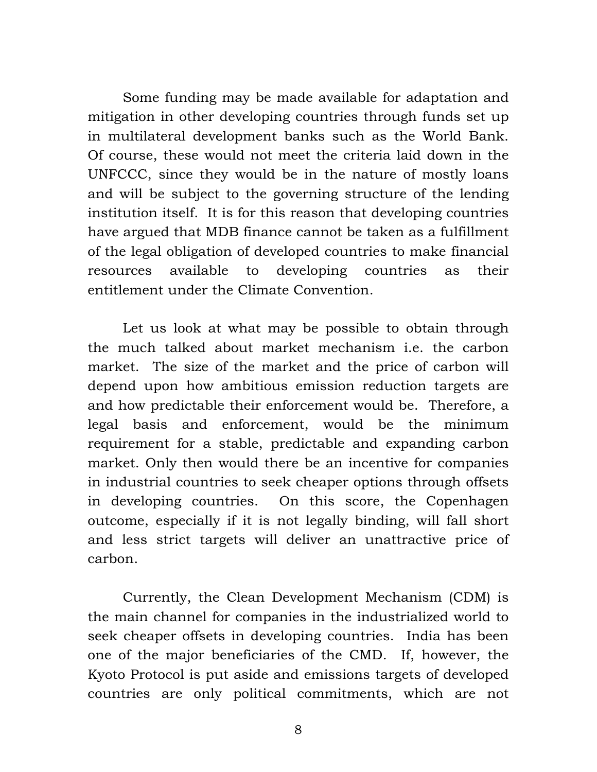Some funding may be made available for adaptation and mitigation in other developing countries through funds set up in multilateral development banks such as the World Bank. Of course, these would not meet the criteria laid down in the UNFCCC, since they would be in the nature of mostly loans and will be subject to the governing structure of the lending institution itself. It is for this reason that developing countries have argued that MDB finance cannot be taken as a fulfillment of the legal obligation of developed countries to make financial resources available to developing countries as their entitlement under the Climate Convention.

Let us look at what may be possible to obtain through the much talked about market mechanism i.e. the carbon market. The size of the market and the price of carbon will depend upon how ambitious emission reduction targets are and how predictable their enforcement would be. Therefore, a legal basis and enforcement, would be the minimum requirement for a stable, predictable and expanding carbon market. Only then would there be an incentive for companies in industrial countries to seek cheaper options through offsets in developing countries. On this score, the Copenhagen outcome, especially if it is not legally binding, will fall short and less strict targets will deliver an unattractive price of carbon.

Currently, the Clean Development Mechanism (CDM) is the main channel for companies in the industrialized world to seek cheaper offsets in developing countries. India has been one of the major beneficiaries of the CMD. If, however, the Kyoto Protocol is put aside and emissions targets of developed countries are only political commitments, which are not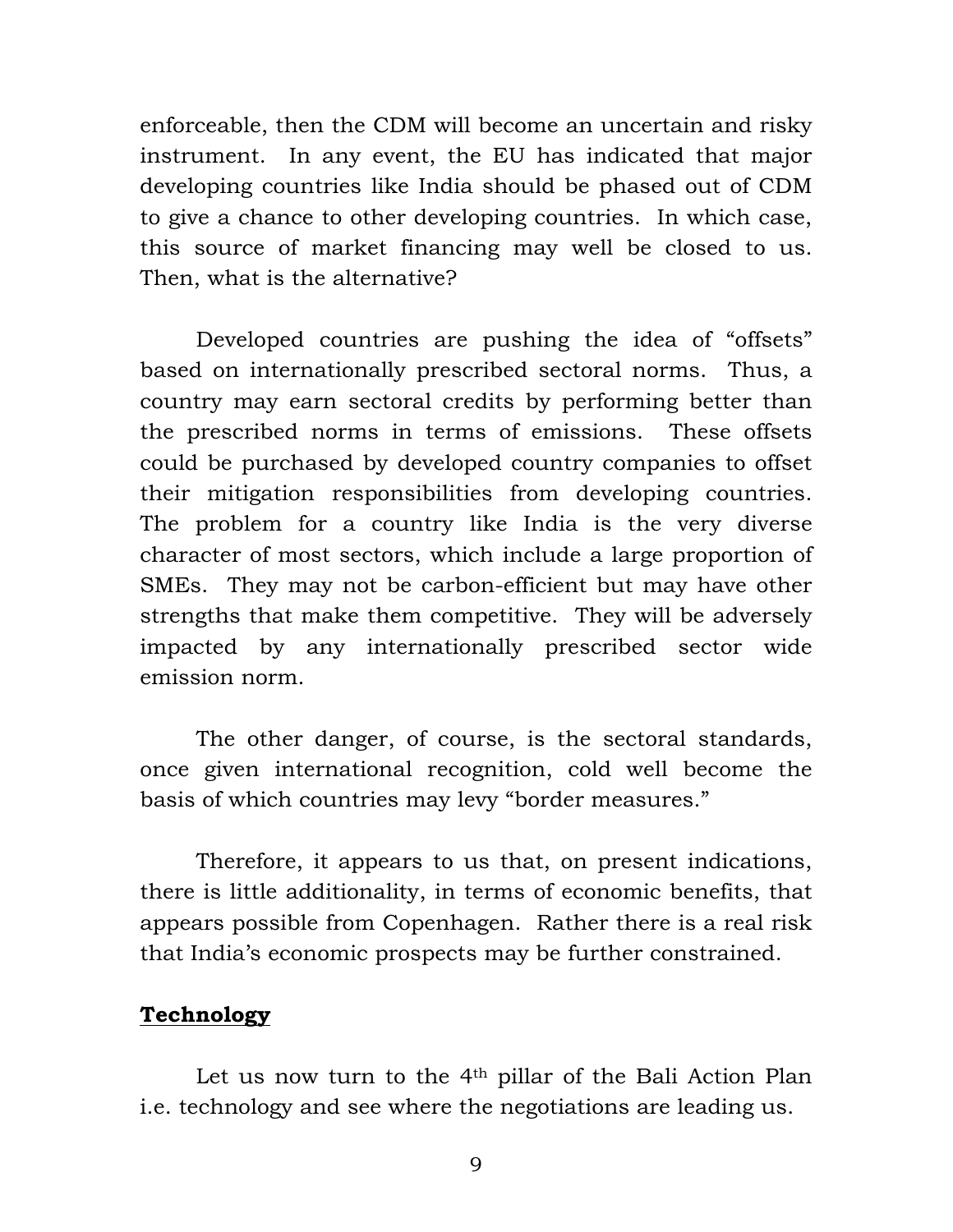enforceable, then the CDM will become an uncertain and risky instrument. In any event, the EU has indicated that major developing countries like India should be phased out of CDM to give a chance to other developing countries. In which case, this source of market financing may well be closed to us. Then, what is the alternative?

Developed countries are pushing the idea of "offsets" based on internationally prescribed sectoral norms. Thus, a country may earn sectoral credits by performing better than the prescribed norms in terms of emissions. These offsets could be purchased by developed country companies to offset their mitigation responsibilities from developing countries. The problem for a country like India is the very diverse character of most sectors, which include a large proportion of SMEs. They may not be carbon-efficient but may have other strengths that make them competitive. They will be adversely impacted by any internationally prescribed sector wide emission norm.

The other danger, of course, is the sectoral standards, once given international recognition, cold well become the basis of which countries may levy "border measures."

Therefore, it appears to us that, on present indications, there is little additionality, in terms of economic benefits, that appears possible from Copenhagen. Rather there is a real risk that India's economic prospects may be further constrained.

**Technology**

Let us now turn to the 4th pillar of the Bali Action Plan i.e. technology and see where the negotiations are leading us.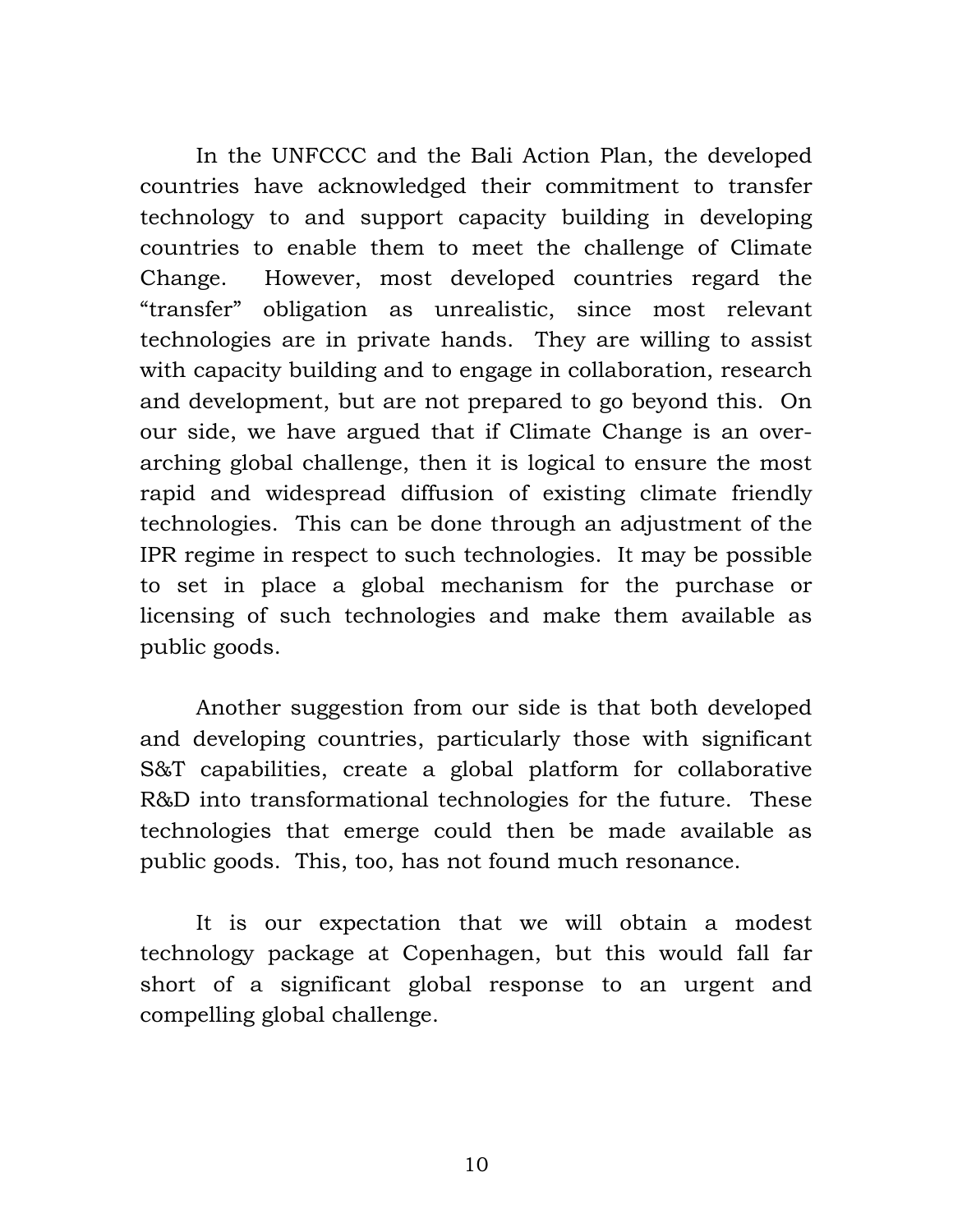In the UNFCCC and the Bali Action Plan, the developed countries have acknowledged their commitment to transfer technology to and support capacity building in developing countries to enable them to meet the challenge of Climate Change. However, most developed countries regard the "transfer" obligation as unrealistic, since most relevant technologies are in private hands. They are willing to assist with capacity building and to engage in collaboration, research and development, but are not prepared to go beyond this. On our side, we have argued that if Climate Change is an over-arching global challenge, then it is logical to ensure the most rapid and widespread diffusion of existing climate friendly technologies. This can be done through an adjustment of the IPR regime in respect to such technologies. It may be possible to set in place a global mechanism for the purchase or licensing of such technologies and make them available as public goods.

Another suggestion from our side is that both developed and developing countries, particularly those with significant S&T capabilities, create a global platform for collaborative R&D into transformational technologies for the future. These technologies that emerge could then be made available as public goods. This, too, has not found much resonance.

It is our expectation that we will obtain a modest technology package at Copenhagen, but this would fall far short of a significant global response to an urgent and compelling global challenge.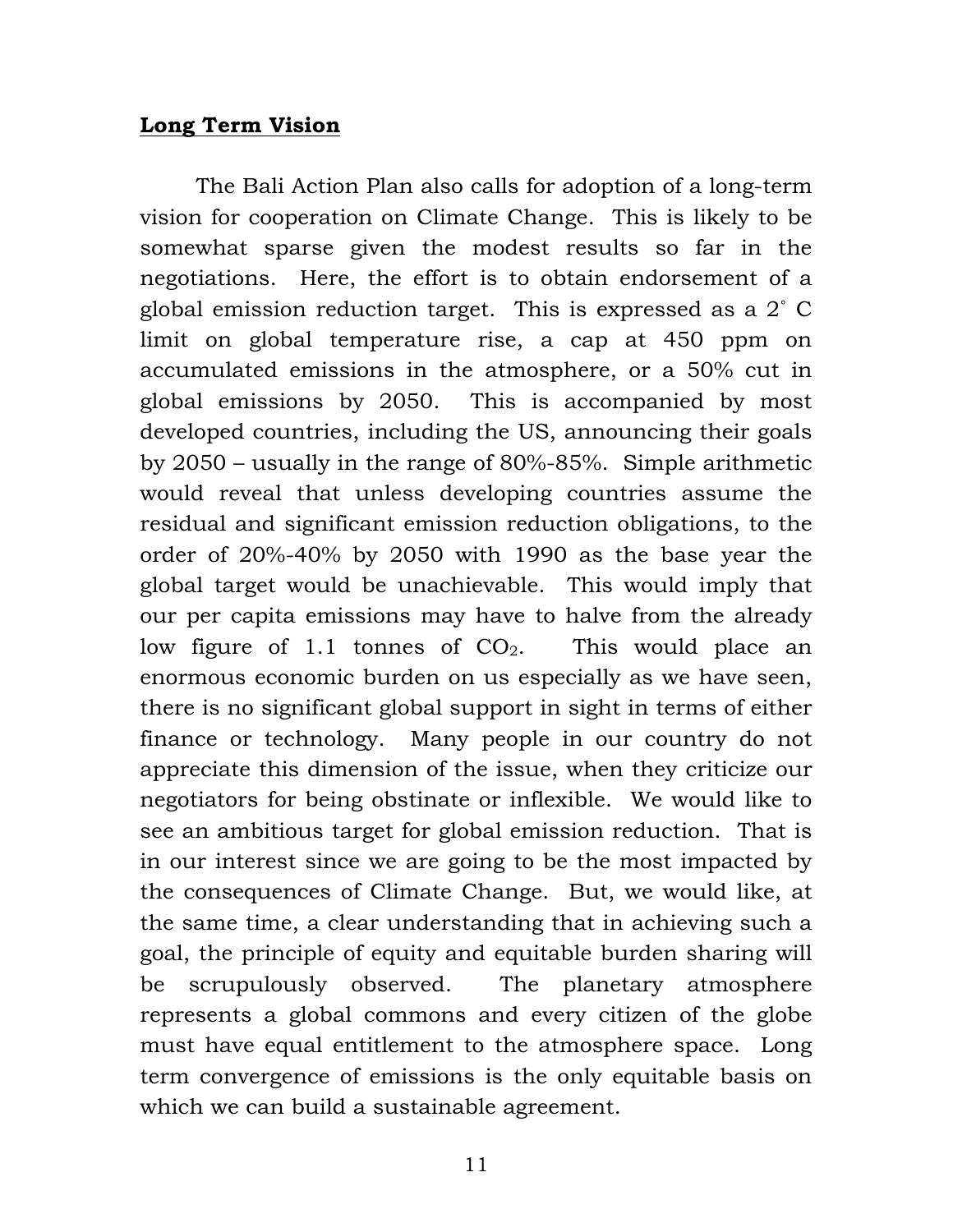## Long Term Vision

The Bali Action Plan also calls for adoption of a long-term vision for cooperation on Climate Change. This is likely to be somewhat sparse given the modest results so far in the negotiations. Here, the effort is to obtain endorsement of a global emission reduction target. This is expressed as a 2˚ C limit on global temperature rise, a cap at 450 ppm on accumulated emissions in the atmosphere, or a 50% cut in global emissions by 2050. This is accompanied by most developed countries, including the US, announcing their goals by 2050 – usually in the range of 80%-85%. Simple arithmetic would reveal that unless developing countries assume the residual and significant emission reduction obligations, to the order of 20%-40% by 2050 with 1990 as the base year the global target would be unachievable. This would imply that our per capita emissions may have to halve from the already low figure of 1.1 tonnes of $CO_2$. This would place an enormous economic burden on us especially as we have seen, there is no significant global support in sight in terms of either finance or technology. Many people in our country do not appreciate this dimension of the issue, when they criticize our negotiators for being obstinate or inflexible. We would like to see an ambitious target for global emission reduction. That is in our interest since we are going to be the most impacted by the consequences of Climate Change. But, we would like, at the same time, a clear understanding that in achieving such a goal, the principle of equity and equitable burden sharing will be scrupulously observed. The planetary atmosphere represents a global commons and every citizen of the globe must have equal entitlement to the atmosphere space. Long term convergence of emissions is the only equitable basis on which we can build a sustainable agreement.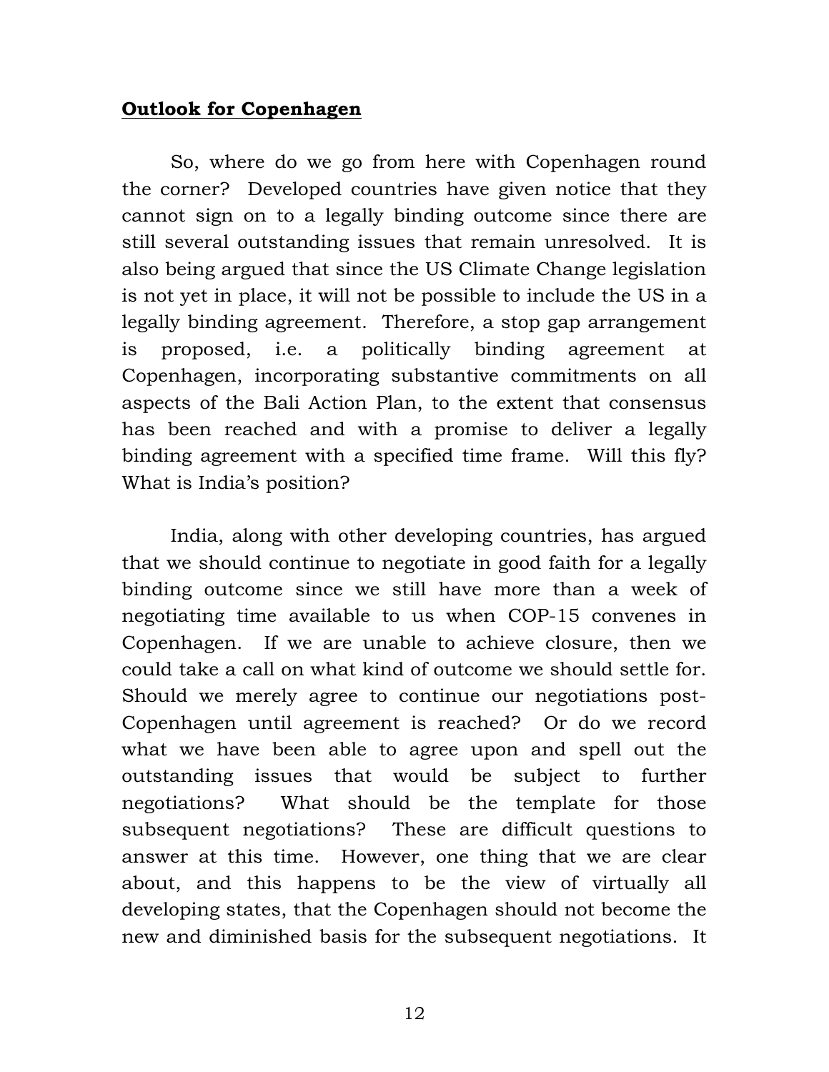## **Outlook for Copenhagen**

So, where do we go from here with Copenhagen round the corner? Developed countries have given notice that they cannot sign on to a legally binding outcome since there are still several outstanding issues that remain unresolved. It is also being argued that since the US Climate Change legislation is not yet in place, it will not be possible to include the US in a legally binding agreement. Therefore, a stop gap arrangement is proposed, i.e. a politically binding agreement at Copenhagen, incorporating substantive commitments on all aspects of the Bali Action Plan, to the extent that consensus has been reached and with a promise to deliver a legally binding agreement with a specified time frame. Will this fly? What is India's position?

India, along with other developing countries, has argued that we should continue to negotiate in good faith for a legally binding outcome since we still have more than a week of negotiating time available to us when COP-15 convenes in Copenhagen. If we are unable to achieve closure, then we could take a call on what kind of outcome we should settle for. Should we merely agree to continue our negotiations post-Copenhagen until agreement is reached? Or do we record what we have been able to agree upon and spell out the outstanding issues that would be subject to further negotiations? What should be the template for those subsequent negotiations? These are difficult questions to answer at this time. However, one thing that we are clear about, and this happens to be the view of virtually all developing states, that the Copenhagen should not become the new and diminished basis for the subsequent negotiations. It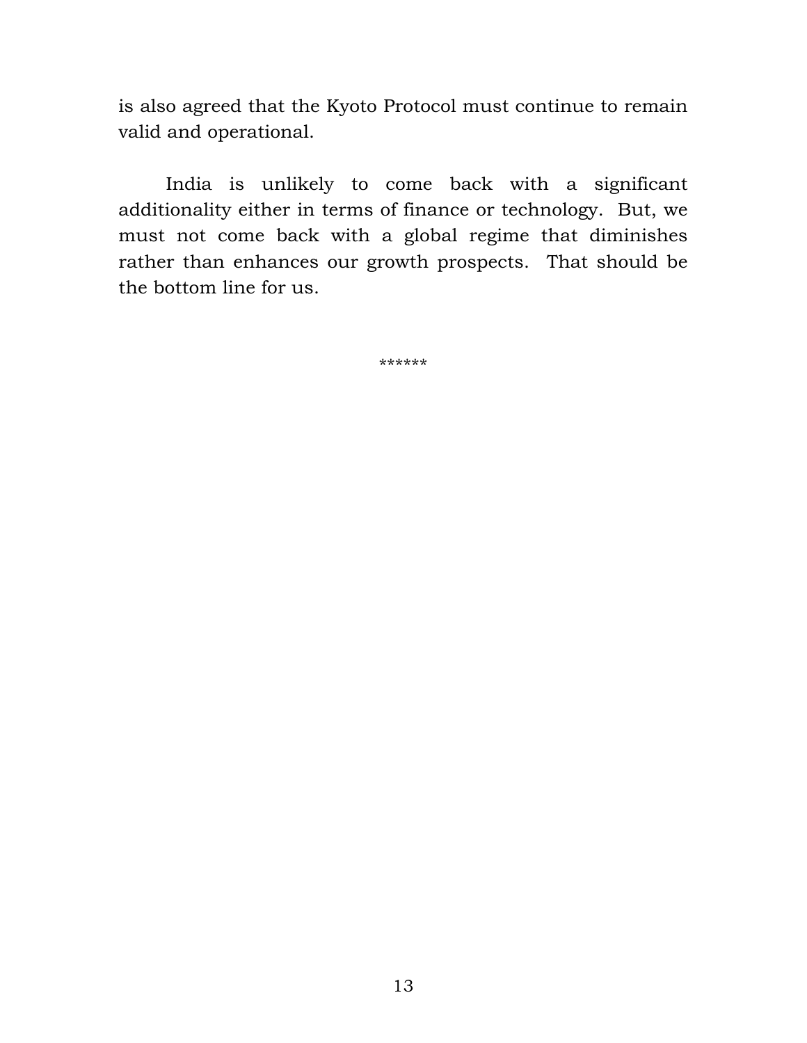is also agreed that the Kyoto Protocol must continue to remain valid and operational.

India is unlikely to come back with a significant additionality either in terms of finance or technology. But, we must not come back with a global regime that diminishes rather than enhances our growth prospects. That should be the bottom line for us.

******